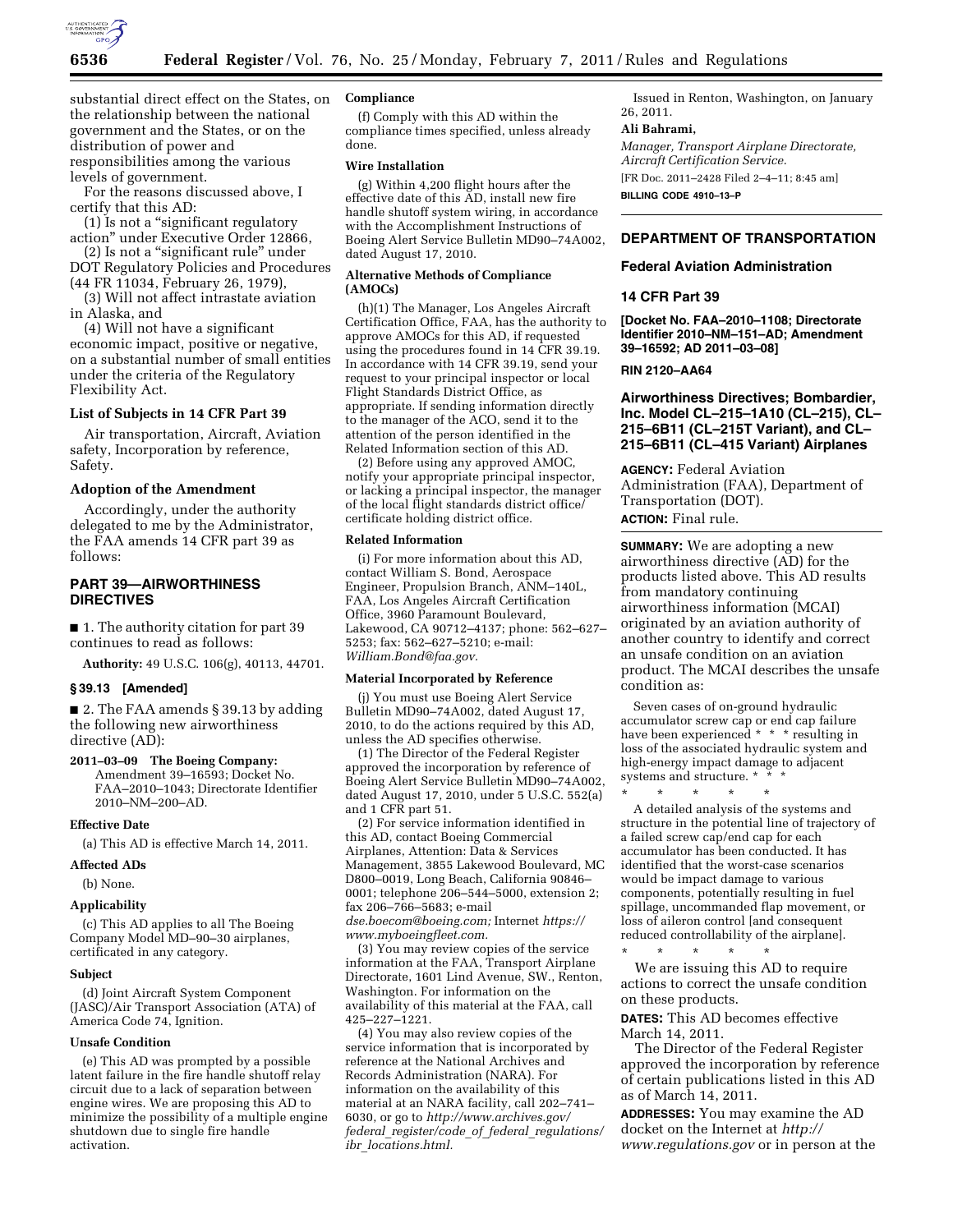substantial direct effect on the States, on the relationship between the national government and the States, or on the distribution of power and responsibilities among the various levels of government.

For the reasons discussed above, I certify that this AD:

(1) Is not a "significant regulatory action" under Executive Order 12866,

(2) Is not a "significant rule" under DOT Regulatory Policies and Procedures (44 FR 11034, February 26, 1979),

(3) Will not affect intrastate aviation in Alaska, and

(4) Will not have a significant economic impact, positive or negative, on a substantial number of small entities under the criteria of the Regulatory Flexibility Act.

### List of Subjects in 14 CFR Part 39

Air transportation, Aircraft, Aviation safety, Incorporation by reference, Safety.

### Adoption of the Amendment

Accordingly, under the authority delegated to me by the Administrator, the FAA amends 14 CFR part 39 as follows:

## PART 39—AIRWORTHINESS DIRECTIVES

■ 1. The authority citation for part 39 continues to read as follows:

**Authority:** 49 U.S.C. 106(g), 40113, 44701.

### § 39.13 [Amended]

■ 2. The FAA amends § 39.13 by adding the following new airworthiness directive (AD):

**2011–03–09 The Boeing Company:** Amendment 39–16593; Docket No. FAA–2010–1043; Directorate Identifier 2010–NM–200–AD.

#### Effective Date

(a) This AD is effective March 14, 2011.

#### Affected ADs

(b) None.

#### Applicability

(c) This AD applies to all The Boeing Company Model MD–90–30 airplanes, certificated in any category.

#### Subject

(d) Joint Aircraft System Component (JASC)/Air Transport Association (ATA) of America Code 74, Ignition.

#### Unsafe Condition

(e) This AD was prompted by a possible latent failure in the fire handle shutoff relay circuit due to a lack of separation between engine wires. We are proposing this AD to minimize the possibility of a multiple engine shutdown due to single fire handle activation.

#### Compliance

(f) Comply with this AD within the compliance times specified, unless already done.

#### Wire Installation

(g) Within 4,200 flight hours after the effective date of this AD, install new fire handle shutoff system wiring, in accordance with the Accomplishment Instructions of Boeing Alert Service Bulletin MD90–74A002, dated August 17, 2010.

#### Alternative Methods of Compliance (AMOCs)

(h)(1) The Manager, Los Angeles Aircraft Certification Office, FAA, has the authority to approve AMOCs for this AD, if requested using the procedures found in 14 CFR 39.19. In accordance with 14 CFR 39.19, send your request to your principal inspector or local Flight Standards District Office, as appropriate. If sending information directly to the manager of the ACO, send it to the attention of the person identified in the Related Information section of this AD.

(2) Before using any approved AMOC, notify your appropriate principal inspector, or lacking a principal inspector, the manager of the local flight standards district office/certificate holding district office.

#### Related Information

(i) For more information about this AD, contact William S. Bond, Aerospace Engineer, Propulsion Branch, ANM–140L, FAA, Los Angeles Aircraft Certification Office, 3960 Paramount Boulevard, Lakewood, CA 90712–4137; phone: 562–627–5253; fax: 562–627–5210; e-mail: *William.Bond@faa.gov.*

#### Material Incorporated by Reference

(j) You must use Boeing Alert Service Bulletin MD90–74A002, dated August 17, 2010, to do the actions required by this AD, unless the AD specifies otherwise.

(1) The Director of the Federal Register approved the incorporation by reference of Boeing Alert Service Bulletin MD90–74A002, dated August 17, 2010, under 5 U.S.C. 552(a) and 1 CFR part 51.

(2) For service information identified in this AD, contact Boeing Commercial Airplanes, Attention: Data & Services Management, 3855 Lakewood Boulevard, MC D800–0019, Long Beach, California 90846–0001; telephone 206–544–5000, extension 2; fax 206–766–5683; e-mail *dse.boecom@boeing.com;* Internet *https://www.myboeingfleet.com.*

(3) You may review copies of the service information at the FAA, Transport Airplane Directorate, 1601 Lind Avenue, SW., Renton, Washington. For information on the availability of this material at the FAA, call 425–227–1221.

(4) You may also review copies of the service information that is incorporated by reference at the National Archives and Records Administration (NARA). For information on the availability of this material at an NARA facility, call 202–741–6030, or go to *http://www.archives.gov/federal_register/code_of_federal_regulations/ibr_locations.html.*

Issued in Renton, Washington, on January 26, 2011.

**Ali Bahrami,**

*Manager, Transport Airplane Directorate, Aircraft Certification Service.*

[FR Doc. 2011–2428 Filed 2–4–11; 8:45 am]

**BILLING CODE 4910–13–P**

---

## DEPARTMENT OF TRANSPORTATION

### Federal Aviation Administration

### 14 CFR Part 39

**[Docket No. FAA–2010–1108; Directorate Identifier 2010–NM–151–AD; Amendment 39–16592; AD 2011–03–08]**

**RIN 2120–AA64**

### Airworthiness Directives; Bombardier, Inc. Model CL–215–1A10 (CL–215), CL–215–6B11 (CL–215T Variant), and CL–215–6B11 (CL–415 Variant) Airplanes

**AGENCY:** Federal Aviation Administration (FAA), Department of Transportation (DOT).

**ACTION:** Final rule.

**SUMMARY:** We are adopting a new airworthiness directive (AD) for the products listed above. This AD results from mandatory continuing airworthiness information (MCAI) originated by an aviation authority of another country to identify and correct an unsafe condition on an aviation product. The MCAI describes the unsafe condition as:

> Seven cases of on-ground hydraulic accumulator screw cap or end cap failure have been experienced * * * resulting in loss of the associated hydraulic system and high-energy impact damage to adjacent systems and structure. * * *
>
> \* \* \* \* \*
>
> A detailed analysis of the systems and structure in the potential line of trajectory of a failed screw cap/end cap for each accumulator has been conducted. It has identified that the worst-case scenarios would be impact damage to various components, potentially resulting in fuel spillage, uncommanded flap movement, or loss of aileron control [and consequent reduced controllability of the airplane].
>
> \* \* \* \* \*

We are issuing this AD to require actions to correct the unsafe condition on these products.

**DATES:** This AD becomes effective March 14, 2011.

The Director of the Federal Register approved the incorporation by reference of certain publications listed in this AD as of March 14, 2011.

**ADDRESSES:** You may examine the AD docket on the Internet at *http://www.regulations.gov* or in person at the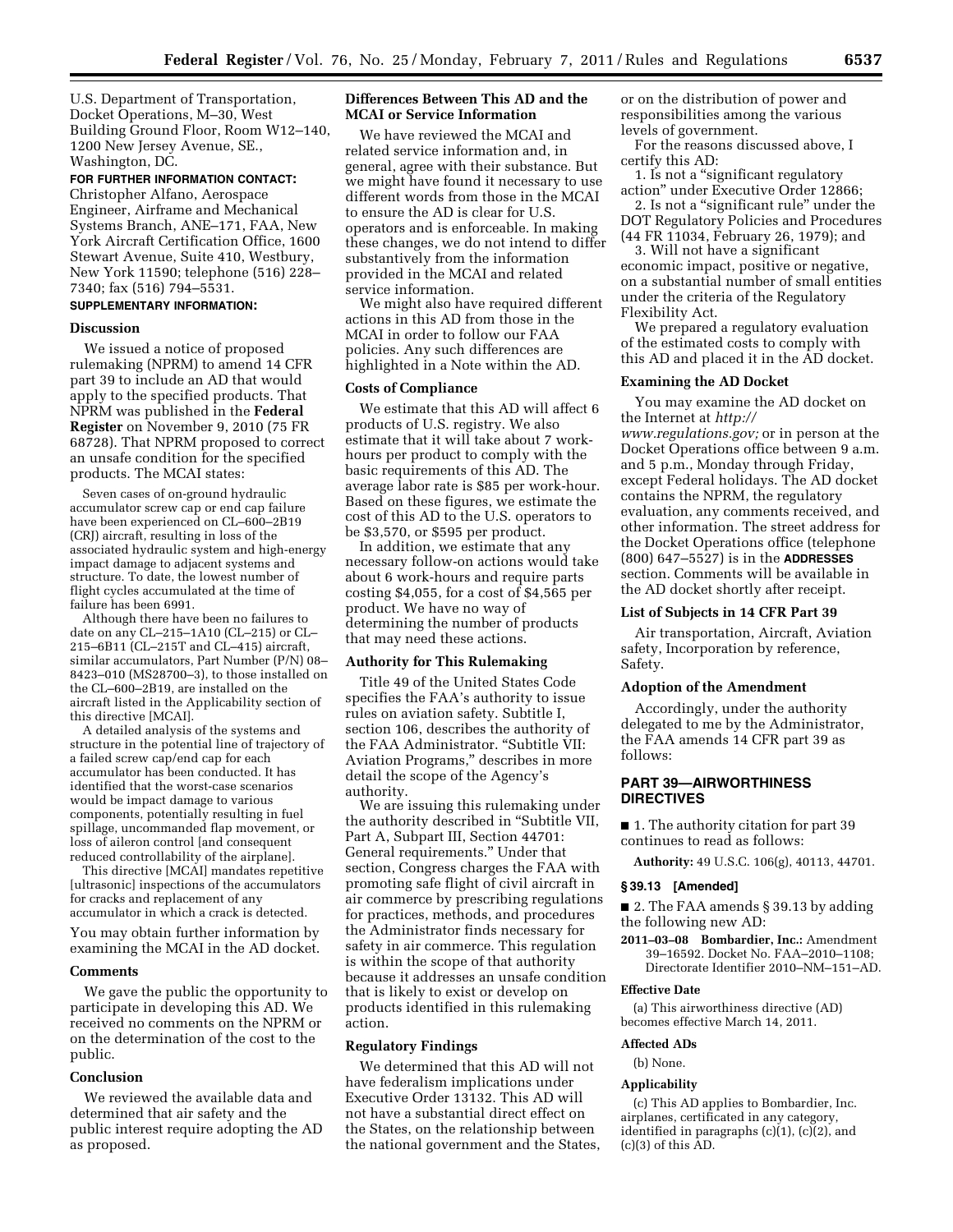U.S. Department of Transportation, Docket Operations, M–30, West Building Ground Floor, Room W12–140, 1200 New Jersey Avenue, SE., Washington, DC.

**FOR FURTHER INFORMATION CONTACT:** Christopher Alfano, Aerospace Engineer, Airframe and Mechanical Systems Branch, ANE–171, FAA, New York Aircraft Certification Office, 1600 Stewart Avenue, Suite 410, Westbury, New York 11590; telephone (516) 228–7340; fax (516) 794–5531.

**SUPPLEMENTARY INFORMATION:**

### Discussion

We issued a notice of proposed rulemaking (NPRM) to amend 14 CFR part 39 to include an AD that would apply to the specified products. That NPRM was published in the **Federal Register** on November 9, 2010 (75 FR 68728). That NPRM proposed to correct an unsafe condition for the specified products. The MCAI states:

> Seven cases of on-ground hydraulic accumulator screw cap or end cap failure have been experienced on CL–600–2B19 (CRJ) aircraft, resulting in loss of the associated hydraulic system and high-energy impact damage to adjacent systems and structure. To date, the lowest number of flight cycles accumulated at the time of failure has been 6991.
>
> Although there have been no failures to date on any CL–215–1A10 (CL–215) or CL–215–6B11 (CL–215T and CL–415) aircraft, similar accumulators, Part Number (P/N) 08–8423–010 (MS28700–3), to those installed on the CL–600–2B19, are installed on the aircraft listed in the Applicability section of this directive [MCAI].
>
> A detailed analysis of the systems and structure in the potential line of trajectory of a failed screw cap/end cap for each accumulator has been conducted. It has identified that the worst-case scenarios would be impact damage to various components, potentially resulting in fuel spillage, uncommanded flap movement, or loss of aileron control [and consequent reduced controllability of the airplane].
>
> This directive [MCAI] mandates repetitive [ultrasonic] inspections of the accumulators for cracks and replacement of any accumulator in which a crack is detected.

You may obtain further information by examining the MCAI in the AD docket.

### Comments

We gave the public the opportunity to participate in developing this AD. We received no comments on the NPRM or on the determination of the cost to the public.

### Conclusion

We reviewed the available data and determined that air safety and the public interest require adopting the AD as proposed.

### Differences Between This AD and the MCAI or Service Information

We have reviewed the MCAI and related service information and, in general, agree with their substance. But we might have found it necessary to use different words from those in the MCAI to ensure the AD is clear for U.S. operators and is enforceable. In making these changes, we do not intend to differ substantively from the information provided in the MCAI and related service information.

We might also have required different actions in this AD from those in the MCAI in order to follow our FAA policies. Any such differences are highlighted in a Note within the AD.

### Costs of Compliance

We estimate that this AD will affect 6 products of U.S. registry. We also estimate that it will take about 7 work-hours per product to comply with the basic requirements of this AD. The average labor rate is $85 per work-hour. Based on these figures, we estimate the cost of this AD to the U.S. operators to be $3,570, or $595 per product.

In addition, we estimate that any necessary follow-on actions would take about 6 work-hours and require parts costing $4,055, for a cost of $4,565 per product. We have no way of determining the number of products that may need these actions.

### Authority for This Rulemaking

Title 49 of the United States Code specifies the FAA's authority to issue rules on aviation safety. Subtitle I, section 106, describes the authority of the FAA Administrator. "Subtitle VII: Aviation Programs," describes in more detail the scope of the Agency's authority.

We are issuing this rulemaking under the authority described in "Subtitle VII, Part A, Subpart III, Section 44701: General requirements." Under that section, Congress charges the FAA with promoting safe flight of civil aircraft in air commerce by prescribing regulations for practices, methods, and procedures the Administrator finds necessary for safety in air commerce. This regulation is within the scope of that authority because it addresses an unsafe condition that is likely to exist or develop on products identified in this rulemaking action.

### Regulatory Findings

We determined that this AD will not have federalism implications under Executive Order 13132. This AD will not have a substantial direct effect on the States, on the relationship between the national government and the States, or on the distribution of power and responsibilities among the various levels of government.

For the reasons discussed above, I certify this AD:

1. Is not a "significant regulatory action" under Executive Order 12866;
2. Is not a "significant rule" under the DOT Regulatory Policies and Procedures (44 FR 11034, February 26, 1979); and
3. Will not have a significant economic impact, positive or negative, on a substantial number of small entities under the criteria of the Regulatory Flexibility Act.

We prepared a regulatory evaluation of the estimated costs to comply with this AD and placed it in the AD docket.

### Examining the AD Docket

You may examine the AD docket on the Internet at *http://www.regulations.gov;* or in person at the Docket Operations office between 9 a.m. and 5 p.m., Monday through Friday, except Federal holidays. The AD docket contains the NPRM, the regulatory evaluation, any comments received, and other information. The street address for the Docket Operations office (telephone (800) 647–5527) is in the **ADDRESSES** section. Comments will be available in the AD docket shortly after receipt.

### List of Subjects in 14 CFR Part 39

Air transportation, Aircraft, Aviation safety, Incorporation by reference, Safety.

### Adoption of the Amendment

Accordingly, under the authority delegated to me by the Administrator, the FAA amends 14 CFR part 39 as follows:

## PART 39—AIRWORTHINESS DIRECTIVES

■ 1. The authority citation for part 39 continues to read as follows:

**Authority:** 49 U.S.C. 106(g), 40113, 44701.

### § 39.13 [Amended]

■ 2. The FAA amends § 39.13 by adding the following new AD:

**2011–03–08 Bombardier, Inc.:** Amendment 39–16592. Docket No. FAA–2010–1108; Directorate Identifier 2010–NM–151–AD.

#### Effective Date

(a) This airworthiness directive (AD) becomes effective March 14, 2011.

#### Affected ADs

(b) None.

#### Applicability

(c) This AD applies to Bombardier, Inc. airplanes, certificated in any category, identified in paragraphs (c)(1), (c)(2), and (c)(3) of this AD.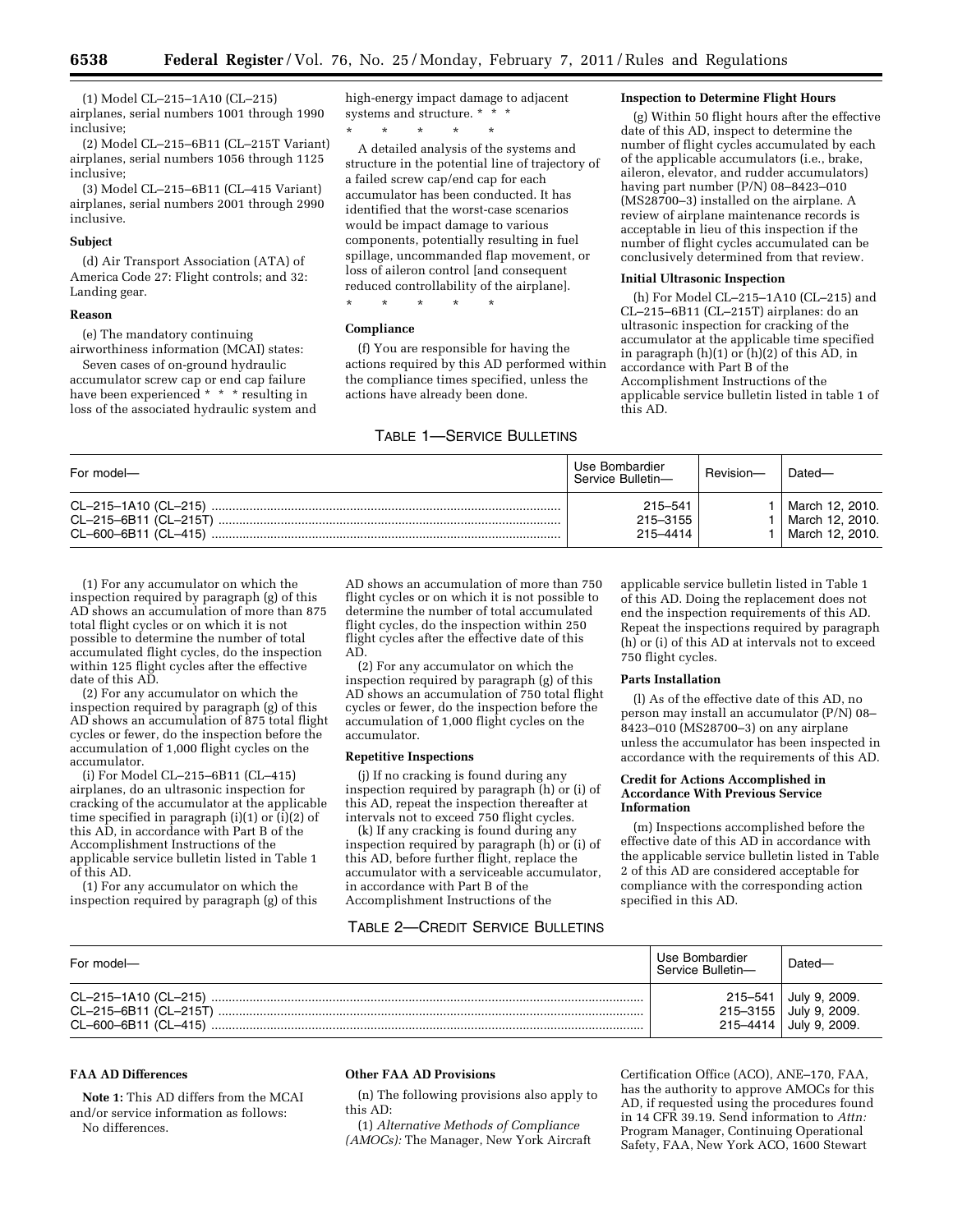(1) Model CL–215–1A10 (CL–215) airplanes, serial numbers 1001 through 1990 inclusive;

(2) Model CL–215–6B11 (CL–215T Variant) airplanes, serial numbers 1056 through 1125 inclusive;

(3) Model CL–215–6B11 (CL–415 Variant) airplanes, serial numbers 2001 through 2990 inclusive.

**Subject**

(d) Air Transport Association (ATA) of America Code 27: Flight controls; and 32: Landing gear.

**Reason**

(e) The mandatory continuing airworthiness information (MCAI) states:

Seven cases of on-ground hydraulic accumulator screw cap or end cap failure have been experienced * * * resulting in loss of the associated hydraulic system and high-energy impact damage to adjacent systems and structure. * * *

\* \* \* \* \*

A detailed analysis of the systems and structure in the potential line of trajectory of a failed screw cap/end cap for each accumulator has been conducted. It has identified that the worst-case scenarios would be impact damage to various components, potentially resulting in fuel spillage, uncommanded flap movement, or loss of aileron control [and consequent reduced controllability of the airplane].

\* \* \* \* \*

**Compliance**

(f) You are responsible for having the actions required by this AD performed within the compliance times specified, unless the actions have already been done.

**Inspection to Determine Flight Hours**

(g) Within 50 flight hours after the effective date of this AD, inspect to determine the number of flight cycles accumulated by each of the applicable accumulators (i.e., brake, aileron, elevator, and rudder accumulators) having part number (P/N) 08–8423–010 (MS28700–3) installed on the airplane. A review of airplane maintenance records is acceptable in lieu of this inspection if the number of flight cycles accumulated can be conclusively determined from that review.

**Initial Ultrasonic Inspection**

(h) For Model CL–215–1A10 (CL–215) and CL–215–6B11 (CL–215T) airplanes: do an ultrasonic inspection for cracking of the accumulator at the applicable time specified in paragraph (h)(1) or (h)(2) of this AD, in accordance with Part B of the Accomplishment Instructions of the applicable service bulletin listed in table 1 of this AD.

TABLE 1—SERVICE BULLETINS

| For model— | Use Bombardier Service Bulletin— | Revision— | Dated— |
|---|---|---|---|
| CL–215–1A10 (CL–215) | 215–541 | 1 | March 12, 2010. |
| CL–215–6B11 (CL–215T) | 215–3155 | 1 | March 12, 2010. |
| CL–600–6B11 (CL–415) | 215–4414 | 1 | March 12, 2010. |

(1) For any accumulator on which the inspection required by paragraph (g) of this AD shows an accumulation of more than 875 total flight cycles or on which it is not possible to determine the number of total accumulated flight cycles, do the inspection within 125 flight cycles after the effective date of this AD.

(2) For any accumulator on which the inspection required by paragraph (g) of this AD shows an accumulation of 875 total flight cycles or fewer, do the inspection before the accumulation of 1,000 flight cycles on the accumulator.

(i) For Model CL–215–6B11 (CL–415) airplanes, do an ultrasonic inspection for cracking of the accumulator at the applicable time specified in paragraph (i)(1) or (i)(2) of this AD, in accordance with Part B of the Accomplishment Instructions of the applicable service bulletin listed in Table 1 of this AD.

(1) For any accumulator on which the inspection required by paragraph (g) of this AD shows an accumulation of more than 750 flight cycles or on which it is not possible to determine the number of total accumulated flight cycles, do the inspection within 250 flight cycles after the effective date of this AD.

(2) For any accumulator on which the inspection required by paragraph (g) of this AD shows an accumulation of 750 total flight cycles or fewer, do the inspection before the accumulation of 1,000 flight cycles on the accumulator.

**Repetitive Inspections**

(j) If no cracking is found during any inspection required by paragraph (h) or (i) of this AD, repeat the inspection thereafter at intervals not to exceed 750 flight cycles.

(k) If any cracking is found during any inspection required by paragraph (h) or (i) of this AD, before further flight, replace the accumulator with a serviceable accumulator, in accordance with Part B of the Accomplishment Instructions of the applicable service bulletin listed in Table 1 of this AD. Doing the replacement does not end the inspection requirements of this AD. Repeat the inspections required by paragraph (h) or (i) of this AD at intervals not to exceed 750 flight cycles.

**Parts Installation**

(l) As of the effective date of this AD, no person may install an accumulator (P/N) 08–8423–010 (MS28700–3) on any airplane unless the accumulator has been inspected in accordance with the requirements of this AD.

**Credit for Actions Accomplished in Accordance With Previous Service Information**

(m) Inspections accomplished before the effective date of this AD in accordance with the applicable service bulletin listed in Table 2 of this AD are considered acceptable for compliance with the corresponding action specified in this AD.

TABLE 2—CREDIT SERVICE BULLETINS

| For model— | Use Bombardier Service Bulletin— | Dated— |
|---|---|---|
| CL–215–1A10 (CL–215) | 215–541 | July 9, 2009. |
| CL–215–6B11 (CL–215T) | 215–3155 | July 9, 2009. |
| CL–600–6B11 (CL–415) | 215–4414 | July 9, 2009. |

**FAA AD Differences**

**Note 1:** This AD differs from the MCAI and/or service information as follows: No differences.

**Other FAA AD Provisions**

(n) The following provisions also apply to this AD:

(1) *Alternative Methods of Compliance (AMOCs):* The Manager, New York Aircraft Certification Office (ACO), ANE–170, FAA, has the authority to approve AMOCs for this AD, if requested using the procedures found in 14 CFR 39.19. Send information to *Attn:* Program Manager, Continuing Operational Safety, FAA, New York ACO, 1600 Stewart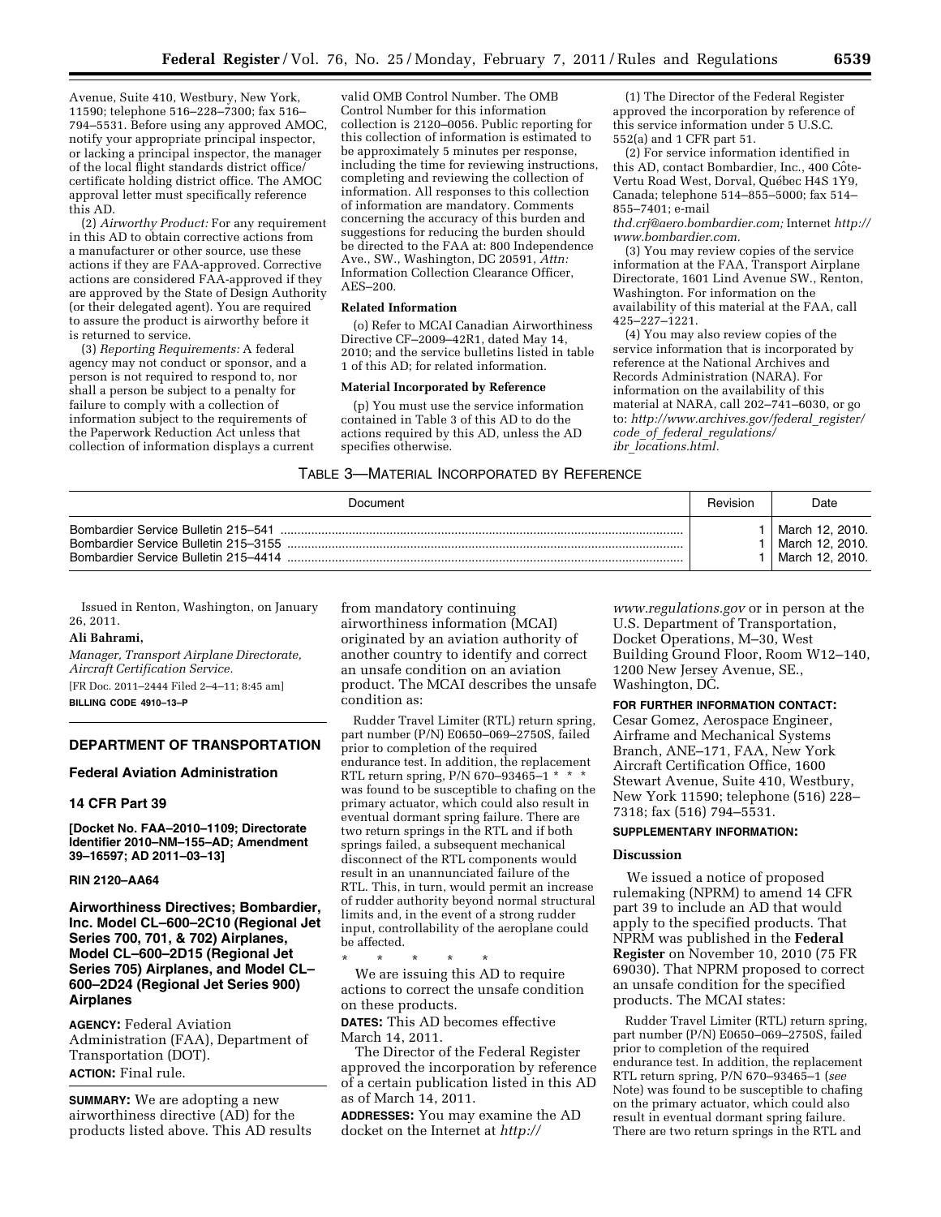Avenue, Suite 410, Westbury, New York, 11590; telephone 516–228–7300; fax 516–794–5531. Before using any approved AMOC, notify your appropriate principal inspector, or lacking a principal inspector, the manager of the local flight standards district office/certificate holding district office. The AMOC approval letter must specifically reference this AD.

(2) *Airworthy Product:* For any requirement in this AD to obtain corrective actions from a manufacturer or other source, use these actions if they are FAA-approved. Corrective actions are considered FAA-approved if they are approved by the State of Design Authority (or their delegated agent). You are required to assure the product is airworthy before it is returned to service.

(3) *Reporting Requirements:* A federal agency may not conduct or sponsor, and a person is not required to respond to, nor shall a person be subject to a penalty for failure to comply with a collection of information subject to the requirements of the Paperwork Reduction Act unless that collection of information displays a current valid OMB Control Number. The OMB Control Number for this information collection is 2120–0056. Public reporting for this collection of information is estimated to be approximately 5 minutes per response, including the time for reviewing instructions, completing and reviewing the collection of information. All responses to this collection of information are mandatory. Comments concerning the accuracy of this burden and suggestions for reducing the burden should be directed to the FAA at: 800 Independence Ave., SW., Washington, DC 20591, *Attn:* Information Collection Clearance Officer, AES–200.

**Related Information**

(o) Refer to MCAI Canadian Airworthiness Directive CF–2009–42R1, dated May 14, 2010; and the service bulletins listed in table 1 of this AD; for related information.

**Material Incorporated by Reference**

(p) You must use the service information contained in Table 3 of this AD to do the actions required by this AD, unless the AD specifies otherwise.

(1) The Director of the Federal Register approved the incorporation by reference of this service information under 5 U.S.C. 552(a) and 1 CFR part 51.

(2) For service information identified in this AD, contact Bombardier, Inc., 400 Côte-Vertu Road West, Dorval, Québec H4S 1Y9, Canada; telephone 514–855–5000; fax 514–855–7401; e-mail *thd.crj@aero.bombardier.com;* Internet *http://www.bombardier.com.*

(3) You may review copies of the service information at the FAA, Transport Airplane Directorate, 1601 Lind Avenue SW., Renton, Washington. For information on the availability of this material at the FAA, call 425–227–1221.

(4) You may also review copies of the service information that is incorporated by reference at the National Archives and Records Administration (NARA). For information on the availability of this material at NARA, call 202–741–6030, or go to: *http://www.archives.gov/federal_register/code_of_federal_regulations/ibr_locations.html.*

TABLE 3—MATERIAL INCORPORATED BY REFERENCE

| Document | Revision | Date |
|---|---|---|
| Bombardier Service Bulletin 215–541 | 1 | March 12, 2010. |
| Bombardier Service Bulletin 215–3155 | 1 | March 12, 2010. |
| Bombardier Service Bulletin 215–4414 | 1 | March 12, 2010. |

Issued in Renton, Washington, on January 26, 2011.

**Ali Bahrami,**

*Manager, Transport Airplane Directorate, Aircraft Certification Service.*

[FR Doc. 2011–2444 Filed 2–4–11; 8:45 am]

**BILLING CODE 4910–13–P**

## DEPARTMENT OF TRANSPORTATION

### Federal Aviation Administration

### 14 CFR Part 39

**[Docket No. FAA–2010–1109; Directorate Identifier 2010–NM–155–AD; Amendment 39–16597; AD 2011–03–13]**

**RIN 2120–AA64**

## Airworthiness Directives; Bombardier, Inc. Model CL–600–2C10 (Regional Jet Series 700, 701, & 702) Airplanes, Model CL–600–2D15 (Regional Jet Series 705) Airplanes, and Model CL–600–2D24 (Regional Jet Series 900) Airplanes

**AGENCY:** Federal Aviation Administration (FAA), Department of Transportation (DOT).

**ACTION:** Final rule.

**SUMMARY:** We are adopting a new airworthiness directive (AD) for the products listed above. This AD results from mandatory continuing airworthiness information (MCAI) originated by an aviation authority of another country to identify and correct an unsafe condition on an aviation product. The MCAI describes the unsafe condition as:

Rudder Travel Limiter (RTL) return spring, part number (P/N) E0650–069–2750S, failed prior to completion of the required endurance test. In addition, the replacement RTL return spring, P/N 670–93465–1 * * * was found to be susceptible to chafing on the primary actuator, which could also result in eventual dormant spring failure. There are two return springs in the RTL and if both springs failed, a subsequent mechanical disconnect of the RTL components would result in an unannunciated failure of the RTL. This, in turn, would permit an increase of rudder authority beyond normal structural limits and, in the event of a strong rudder input, controllability of the aeroplane could be affected.

\* \* \* \* \*

We are issuing this AD to require actions to correct the unsafe condition on these products.

**DATES:** This AD becomes effective March 14, 2011.

The Director of the Federal Register approved the incorporation by reference of a certain publication listed in this AD as of March 14, 2011.

**ADDRESSES:** You may examine the AD docket on the Internet at *http://www.regulations.gov* or in person at the U.S. Department of Transportation, Docket Operations, M–30, West Building Ground Floor, Room W12–140, 1200 New Jersey Avenue, SE., Washington, DC.

**FOR FURTHER INFORMATION CONTACT:** Cesar Gomez, Aerospace Engineer, Airframe and Mechanical Systems Branch, ANE–171, FAA, New York Aircraft Certification Office, 1600 Stewart Avenue, Suite 410, Westbury, New York 11590; telephone (516) 228–7318; fax (516) 794–5531.

**SUPPLEMENTARY INFORMATION:**

**Discussion**

We issued a notice of proposed rulemaking (NPRM) to amend 14 CFR part 39 to include an AD that would apply to the specified products. That NPRM was published in the **Federal Register** on November 10, 2010 (75 FR 69030). That NPRM proposed to correct an unsafe condition for the specified products. The MCAI states:

Rudder Travel Limiter (RTL) return spring, part number (P/N) E0650–069–2750S, failed prior to completion of the required endurance test. In addition, the replacement RTL return spring, P/N 670–93465–1 (*see* Note) was found to be susceptible to chafing on the primary actuator, which could also result in eventual dormant spring failure. There are two return springs in the RTL and